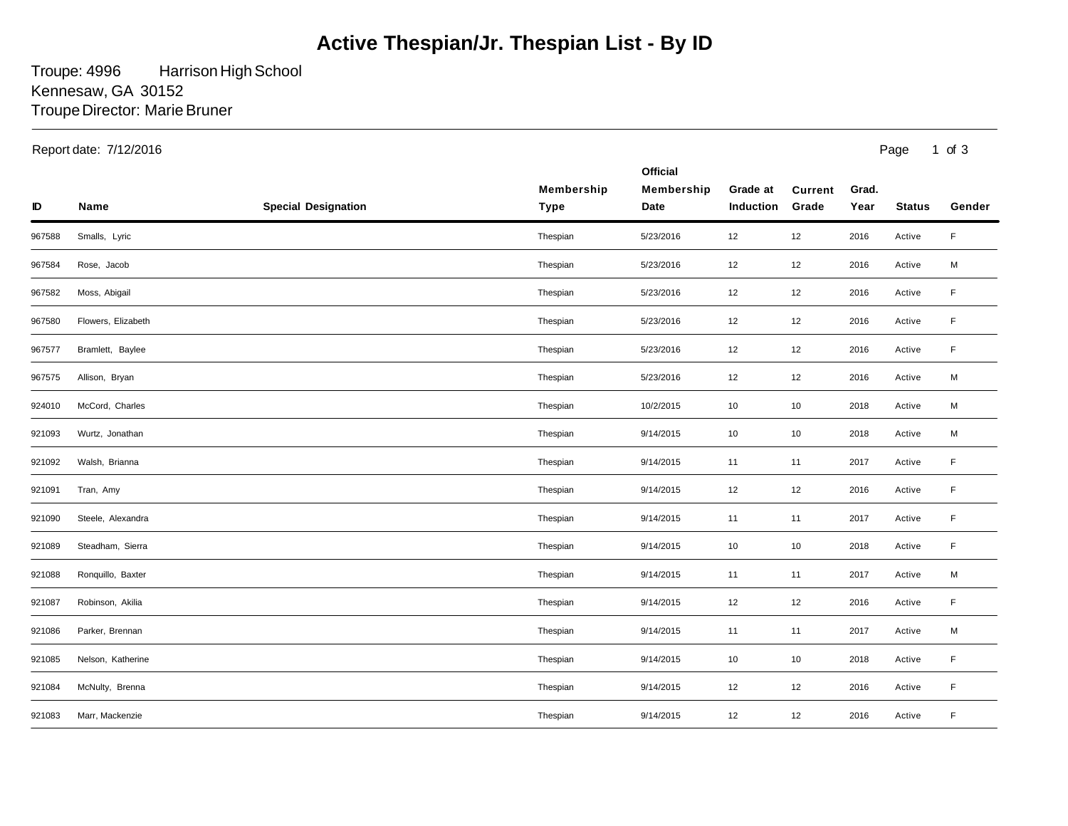# Active Thespian/Jr. Thespian List - By ID

Troupe: 4996 Harrison High School
Kennesaw, GA 30152
Troupe Director: Marie Bruner

Report date: 7/12/2016

| ID | Name | Special Designation | Membership Type | Official Membership Date | Grade at Induction | Current Grade | Grad. Year | Status | Gender |
|---|---|---|---|---|---|---|---|---|---|
| 967588 | Smalls, Lyric | | Thespian | 5/23/2016 | 12 | 12 | 2016 | Active | F |
| 967584 | Rose, Jacob | | Thespian | 5/23/2016 | 12 | 12 | 2016 | Active | M |
| 967582 | Moss, Abigail | | Thespian | 5/23/2016 | 12 | 12 | 2016 | Active | F |
| 967580 | Flowers, Elizabeth | | Thespian | 5/23/2016 | 12 | 12 | 2016 | Active | F |
| 967577 | Bramlett, Baylee | | Thespian | 5/23/2016 | 12 | 12 | 2016 | Active | F |
| 967575 | Allison, Bryan | | Thespian | 5/23/2016 | 12 | 12 | 2016 | Active | M |
| 924010 | McCord, Charles | | Thespian | 10/2/2015 | 10 | 10 | 2018 | Active | M |
| 921093 | Wurtz, Jonathan | | Thespian | 9/14/2015 | 10 | 10 | 2018 | Active | M |
| 921092 | Walsh, Brianna | | Thespian | 9/14/2015 | 11 | 11 | 2017 | Active | F |
| 921091 | Tran, Amy | | Thespian | 9/14/2015 | 12 | 12 | 2016 | Active | F |
| 921090 | Steele, Alexandra | | Thespian | 9/14/2015 | 11 | 11 | 2017 | Active | F |
| 921089 | Steadham, Sierra | | Thespian | 9/14/2015 | 10 | 10 | 2018 | Active | F |
| 921088 | Ronquillo, Baxter | | Thespian | 9/14/2015 | 11 | 11 | 2017 | Active | M |
| 921087 | Robinson, Akilia | | Thespian | 9/14/2015 | 12 | 12 | 2016 | Active | F |
| 921086 | Parker, Brennan | | Thespian | 9/14/2015 | 11 | 11 | 2017 | Active | M |
| 921085 | Nelson, Katherine | | Thespian | 9/14/2015 | 10 | 10 | 2018 | Active | F |
| 921084 | McNulty, Brenna | | Thespian | 9/14/2015 | 12 | 12 | 2016 | Active | F |
| 921083 | Marr, Mackenzie | | Thespian | 9/14/2015 | 12 | 12 | 2016 | Active | F |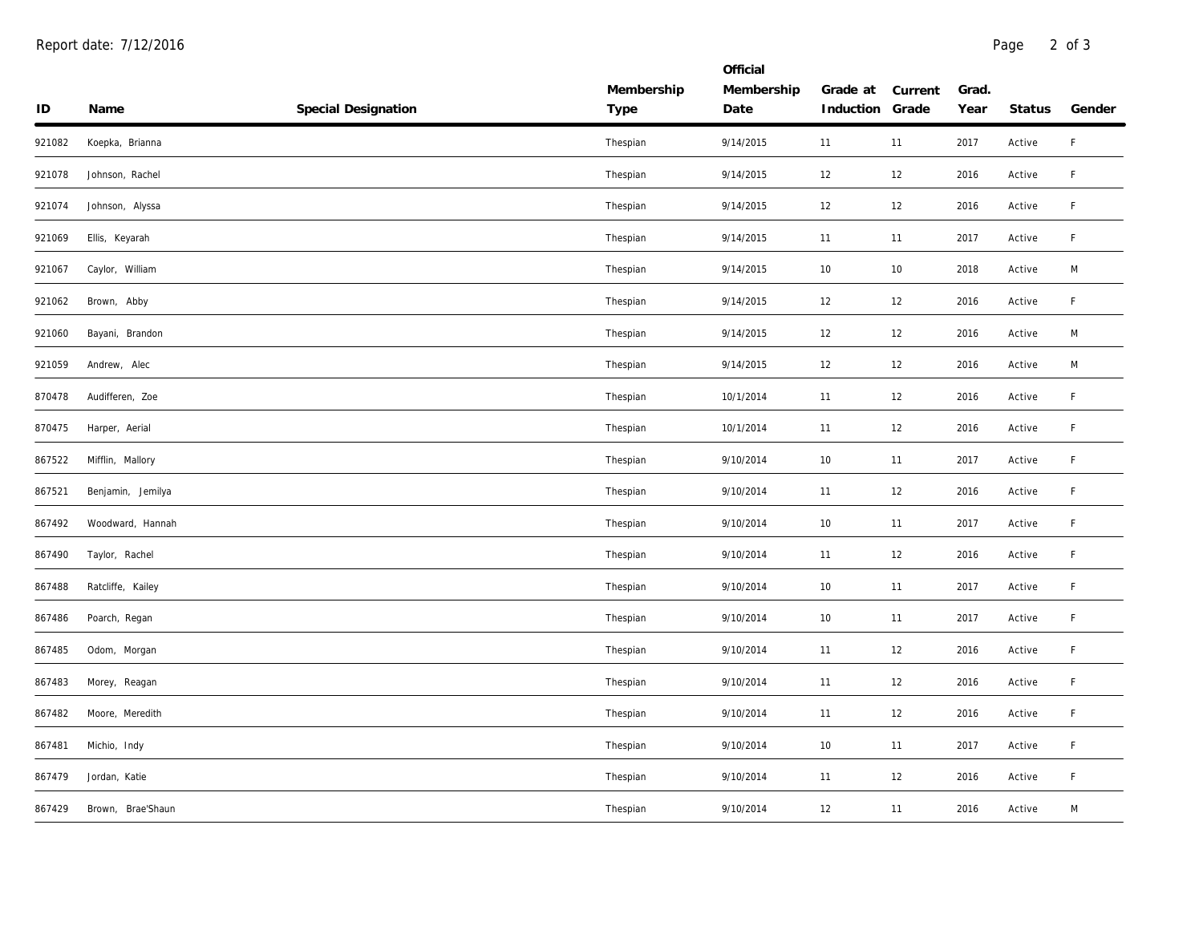| ID | Name | Special Designation | Membership Type | Official Membership Date | Grade at Induction | Current Grade | Grad. Year | Status | Gender |
|---|---|---|---|---|---|---|---|---|---|
| 921082 | Koepka, Brianna | | Thespian | 9/14/2015 | 11 | 11 | 2017 | Active | F |
| 921078 | Johnson, Rachel | | Thespian | 9/14/2015 | 12 | 12 | 2016 | Active | F |
| 921074 | Johnson, Alyssa | | Thespian | 9/14/2015 | 12 | 12 | 2016 | Active | F |
| 921069 | Ellis, Keyarah | | Thespian | 9/14/2015 | 11 | 11 | 2017 | Active | F |
| 921067 | Caylor, William | | Thespian | 9/14/2015 | 10 | 10 | 2018 | Active | M |
| 921062 | Brown, Abby | | Thespian | 9/14/2015 | 12 | 12 | 2016 | Active | F |
| 921060 | Bayani, Brandon | | Thespian | 9/14/2015 | 12 | 12 | 2016 | Active | M |
| 921059 | Andrew, Alec | | Thespian | 9/14/2015 | 12 | 12 | 2016 | Active | M |
| 870478 | Audifferen, Zoe | | Thespian | 10/1/2014 | 11 | 12 | 2016 | Active | F |
| 870475 | Harper, Aerial | | Thespian | 10/1/2014 | 11 | 12 | 2016 | Active | F |
| 867522 | Mifflin, Mallory | | Thespian | 9/10/2014 | 10 | 11 | 2017 | Active | F |
| 867521 | Benjamin, Jemilya | | Thespian | 9/10/2014 | 11 | 12 | 2016 | Active | F |
| 867492 | Woodward, Hannah | | Thespian | 9/10/2014 | 10 | 11 | 2017 | Active | F |
| 867490 | Taylor, Rachel | | Thespian | 9/10/2014 | 11 | 12 | 2016 | Active | F |
| 867488 | Ratcliffe, Kailey | | Thespian | 9/10/2014 | 10 | 11 | 2017 | Active | F |
| 867486 | Poarch, Regan | | Thespian | 9/10/2014 | 10 | 11 | 2017 | Active | F |
| 867485 | Odom, Morgan | | Thespian | 9/10/2014 | 11 | 12 | 2016 | Active | F |
| 867483 | Morey, Reagan | | Thespian | 9/10/2014 | 11 | 12 | 2016 | Active | F |
| 867482 | Moore, Meredith | | Thespian | 9/10/2014 | 11 | 12 | 2016 | Active | F |
| 867481 | Michio, Indy | | Thespian | 9/10/2014 | 10 | 11 | 2017 | Active | F |
| 867479 | Jordan, Katie | | Thespian | 9/10/2014 | 11 | 12 | 2016 | Active | F |
| 867429 | Brown, Brae'Shaun | | Thespian | 9/10/2014 | 12 | 11 | 2016 | Active | M |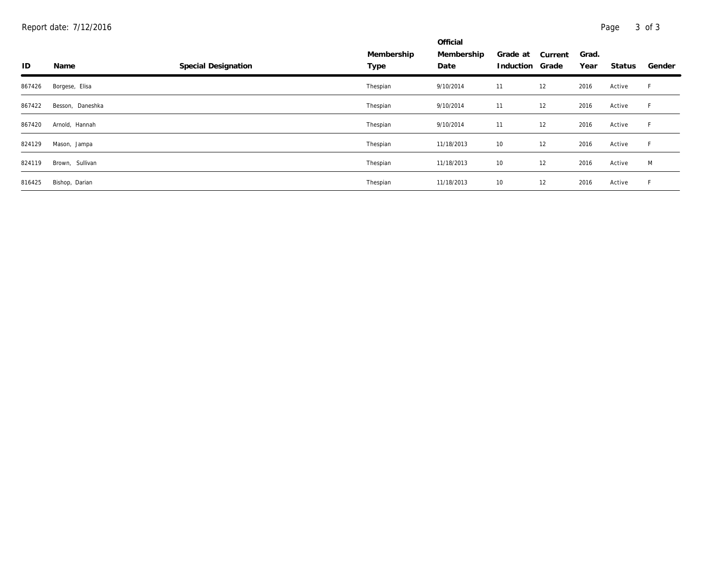Report date: 7/12/2016

| ID | Name | Special Designation | Membership Type | Official Membership Date | Grade at Induction | Current Grade | Grad. Year | Status | Gender |
|---|---|---|---|---|---|---|---|---|---|
| 867426 | Borgese, Elisa | | Thespian | 9/10/2014 | 11 | 12 | 2016 | Active | F |
| 867422 | Besson, Daneshka | | Thespian | 9/10/2014 | 11 | 12 | 2016 | Active | F |
| 867420 | Arnold, Hannah | | Thespian | 9/10/2014 | 11 | 12 | 2016 | Active | F |
| 824129 | Mason, Jampa | | Thespian | 11/18/2013 | 10 | 12 | 2016 | Active | F |
| 824119 | Brown, Sullivan | | Thespian | 11/18/2013 | 10 | 12 | 2016 | Active | M |
| 816425 | Bishop, Darian | | Thespian | 11/18/2013 | 10 | 12 | 2016 | Active | F |